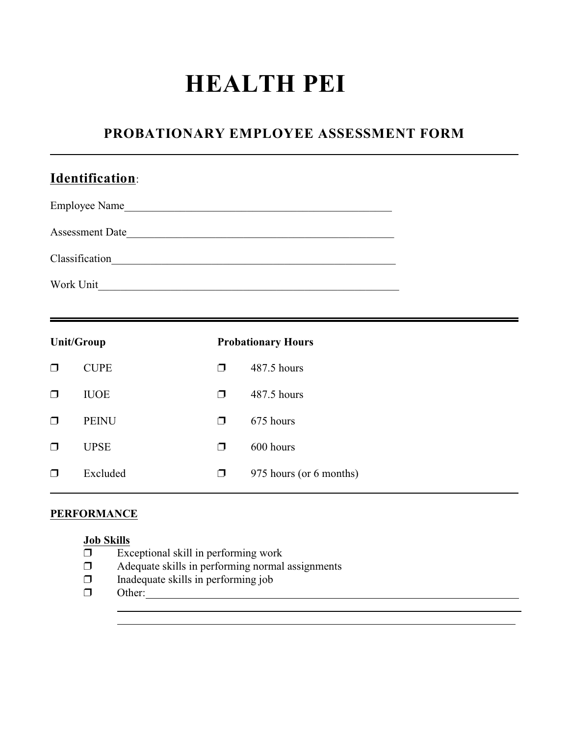# HEALTH PEI

## PROBATIONARY EMPLOYEE ASSESSMENT FORM

---

### Identification:

Employee Name_______________________________________________

Assessment Date_____________________________________________

Classification______________________________________________

Work Unit___________________________________________________

---

| Unit/Group | Probationary Hours |
|---|---|
| ❒ CUPE | ❒ 487.5 hours |
| ❒ IUOE | ❒ 487.5 hours |
| ❒ PEINU | ❒ 675 hours |
| ❒ UPSE | ❒ 600 hours |
| ❒ Excluded | ❒ 975 hours (or 6 months) |

---

**PERFORMANCE**

**Job Skills**

- ❒ Exceptional skill in performing work
- ❒ Adequate skills in performing normal assignments
- ❒ Inadequate skills in performing job
- ❒ Other:______________________________________________________________

  ______________________________________________________________

  ______________________________________________________________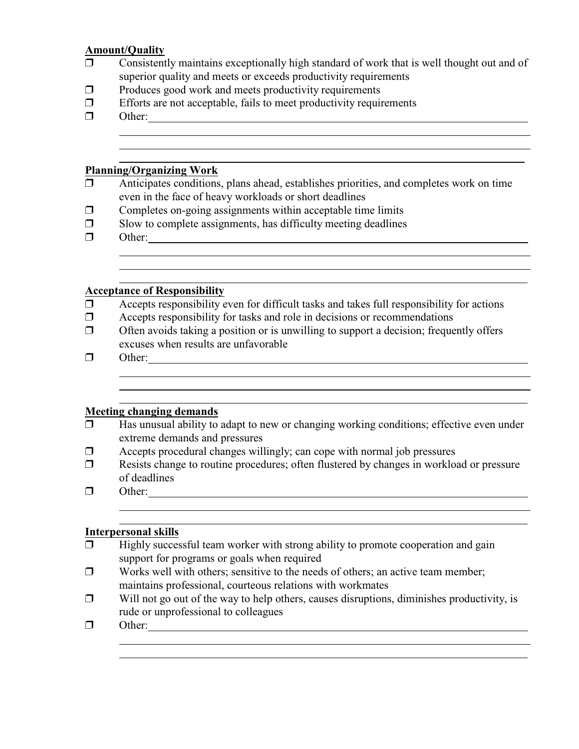**Amount/Quality**

- ☐ Consistently maintains exceptionally high standard of work that is well thought out and of superior quality and meets or exceeds productivity requirements
- ☐ Produces good work and meets productivity requirements
- ☐ Efforts are not acceptable, fails to meet productivity requirements
- ☐ Other:______________________________________________

**Planning/Organizing Work**

- ☐ Anticipates conditions, plans ahead, establishes priorities, and completes work on time even in the face of heavy workloads or short deadlines
- ☐ Completes on-going assignments within acceptable time limits
- ☐ Slow to complete assignments, has difficulty meeting deadlines
- ☐ Other:______________________________________________

**Acceptance of Responsibility**

- ☐ Accepts responsibility even for difficult tasks and takes full responsibility for actions
- ☐ Accepts responsibility for tasks and role in decisions or recommendations
- ☐ Often avoids taking a position or is unwilling to support a decision; frequently offers excuses when results are unfavorable
- ☐ Other:______________________________________________

**Meeting changing demands**

- ☐ Has unusual ability to adapt to new or changing working conditions; effective even under extreme demands and pressures
- ☐ Accepts procedural changes willingly; can cope with normal job pressures
- ☐ Resists change to routine procedures; often flustered by changes in workload or pressure of deadlines
- ☐ Other:______________________________________________

**Interpersonal skills**

- ☐ Highly successful team worker with strong ability to promote cooperation and gain support for programs or goals when required
- ☐ Works well with others; sensitive to the needs of others; an active team member; maintains professional, courteous relations with workmates
- ☐ Will not go out of the way to help others, causes disruptions, diminishes productivity, is rude or unprofessional to colleagues
- ☐ Other:______________________________________________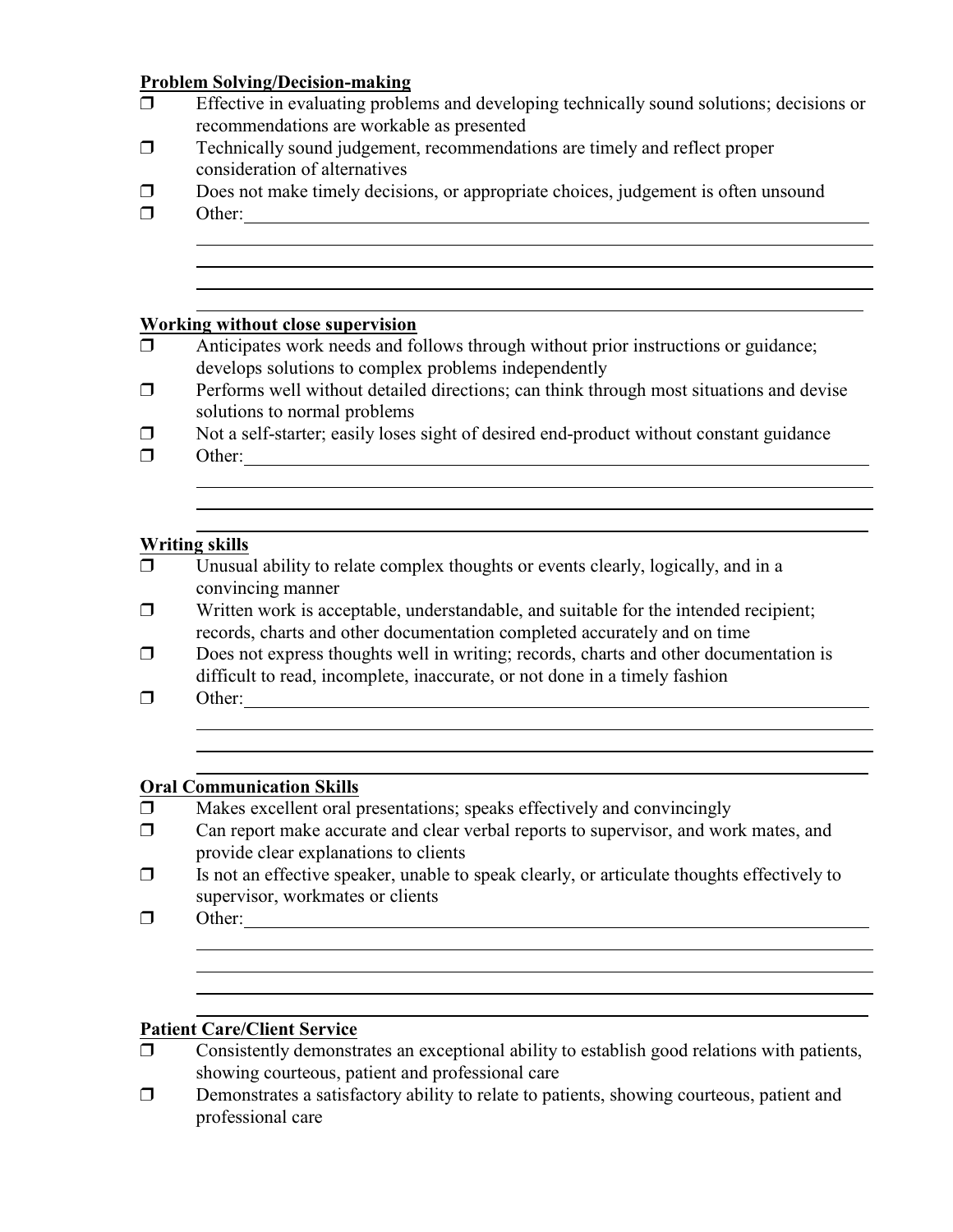**Problem Solving/Decision-making**

- ☐ Effective in evaluating problems and developing technically sound solutions; decisions or recommendations are workable as presented
- ☐ Technically sound judgement, recommendations are timely and reflect proper consideration of alternatives
- ☐ Does not make timely decisions, or appropriate choices, judgement is often unsound
- ☐ Other:\_\_\_\_\_\_\_\_\_\_\_\_\_\_\_\_\_\_\_\_\_\_\_\_\_\_\_\_\_\_\_\_\_\_\_\_\_\_\_\_\_\_\_\_\_\_\_\_\_\_\_\_\_\_\_\_\_\_\_\_\_\_

**Working without close supervision**

- ☐ Anticipates work needs and follows through without prior instructions or guidance; develops solutions to complex problems independently
- ☐ Performs well without detailed directions; can think through most situations and devise solutions to normal problems
- ☐ Not a self-starter; easily loses sight of desired end-product without constant guidance
- ☐ Other:\_\_\_\_\_\_\_\_\_\_\_\_\_\_\_\_\_\_\_\_\_\_\_\_\_\_\_\_\_\_\_\_\_\_\_\_\_\_\_\_\_\_\_\_\_\_\_\_\_\_\_\_\_\_\_\_\_\_\_\_\_\_

**Writing skills**

- ☐ Unusual ability to relate complex thoughts or events clearly, logically, and in a convincing manner
- ☐ Written work is acceptable, understandable, and suitable for the intended recipient; records, charts and other documentation completed accurately and on time
- ☐ Does not express thoughts well in writing; records, charts and other documentation is difficult to read, incomplete, inaccurate, or not done in a timely fashion
- ☐ Other:\_\_\_\_\_\_\_\_\_\_\_\_\_\_\_\_\_\_\_\_\_\_\_\_\_\_\_\_\_\_\_\_\_\_\_\_\_\_\_\_\_\_\_\_\_\_\_\_\_\_\_\_\_\_\_\_\_\_\_\_\_\_

**Oral Communication Skills**

- ☐ Makes excellent oral presentations; speaks effectively and convincingly
- ☐ Can report make accurate and clear verbal reports to supervisor, and work mates, and provide clear explanations to clients
- ☐ Is not an effective speaker, unable to speak clearly, or articulate thoughts effectively to supervisor, workmates or clients
- ☐ Other:\_\_\_\_\_\_\_\_\_\_\_\_\_\_\_\_\_\_\_\_\_\_\_\_\_\_\_\_\_\_\_\_\_\_\_\_\_\_\_\_\_\_\_\_\_\_\_\_\_\_\_\_\_\_\_\_\_\_\_\_\_\_

**Patient Care/Client Service**

- ☐ Consistently demonstrates an exceptional ability to establish good relations with patients, showing courteous, patient and professional care
- ☐ Demonstrates a satisfactory ability to relate to patients, showing courteous, patient and professional care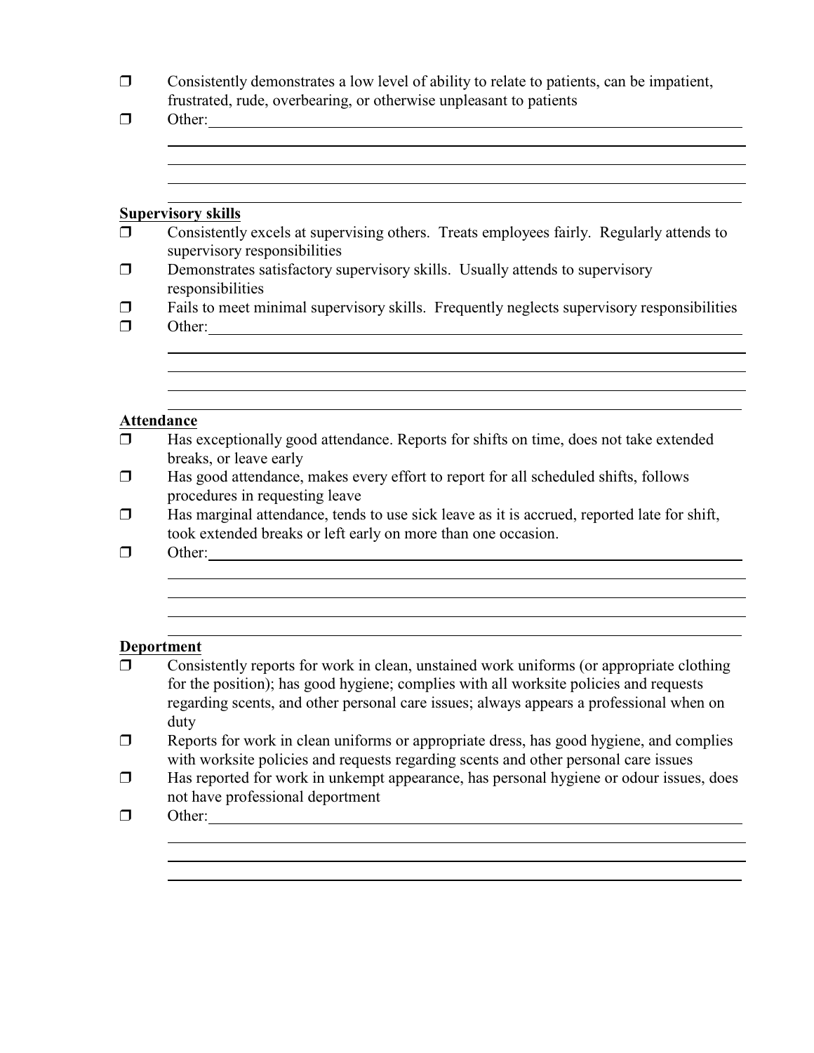- ❒ Consistently demonstrates a low level of ability to relate to patients, can be impatient, frustrated, rude, overbearing, or otherwise unpleasant to patients
- ❒ Other:\_\_\_\_\_\_\_\_\_\_\_\_\_\_\_\_\_\_\_\_\_\_\_\_\_\_\_\_\_\_\_\_\_\_\_\_\_\_\_\_\_\_\_\_\_\_\_\_\_\_\_\_\_\_\_\_\_\_\_\_

**Supervisory skills**

- ❒ Consistently excels at supervising others. Treats employees fairly. Regularly attends to supervisory responsibilities
- ❒ Demonstrates satisfactory supervisory skills. Usually attends to supervisory responsibilities
- ❒ Fails to meet minimal supervisory skills. Frequently neglects supervisory responsibilities
- ❒ Other:\_\_\_\_\_\_\_\_\_\_\_\_\_\_\_\_\_\_\_\_\_\_\_\_\_\_\_\_\_\_\_\_\_\_\_\_\_\_\_\_\_\_\_\_\_\_\_\_\_\_\_\_\_\_\_\_\_\_\_\_

**Attendance**

- ❒ Has exceptionally good attendance. Reports for shifts on time, does not take extended breaks, or leave early
- ❒ Has good attendance, makes every effort to report for all scheduled shifts, follows procedures in requesting leave
- ❒ Has marginal attendance, tends to use sick leave as it is accrued, reported late for shift, took extended breaks or left early on more than one occasion.
- ❒ Other:\_\_\_\_\_\_\_\_\_\_\_\_\_\_\_\_\_\_\_\_\_\_\_\_\_\_\_\_\_\_\_\_\_\_\_\_\_\_\_\_\_\_\_\_\_\_\_\_\_\_\_\_\_\_\_\_\_\_\_\_

**Deportment**

- ❒ Consistently reports for work in clean, unstained work uniforms (or appropriate clothing for the position); has good hygiene; complies with all worksite policies and requests regarding scents, and other personal care issues; always appears a professional when on duty
- ❒ Reports for work in clean uniforms or appropriate dress, has good hygiene, and complies with worksite policies and requests regarding scents and other personal care issues
- ❒ Has reported for work in unkempt appearance, has personal hygiene or odour issues, does not have professional deportment
- ❒ Other:\_\_\_\_\_\_\_\_\_\_\_\_\_\_\_\_\_\_\_\_\_\_\_\_\_\_\_\_\_\_\_\_\_\_\_\_\_\_\_\_\_\_\_\_\_\_\_\_\_\_\_\_\_\_\_\_\_\_\_\_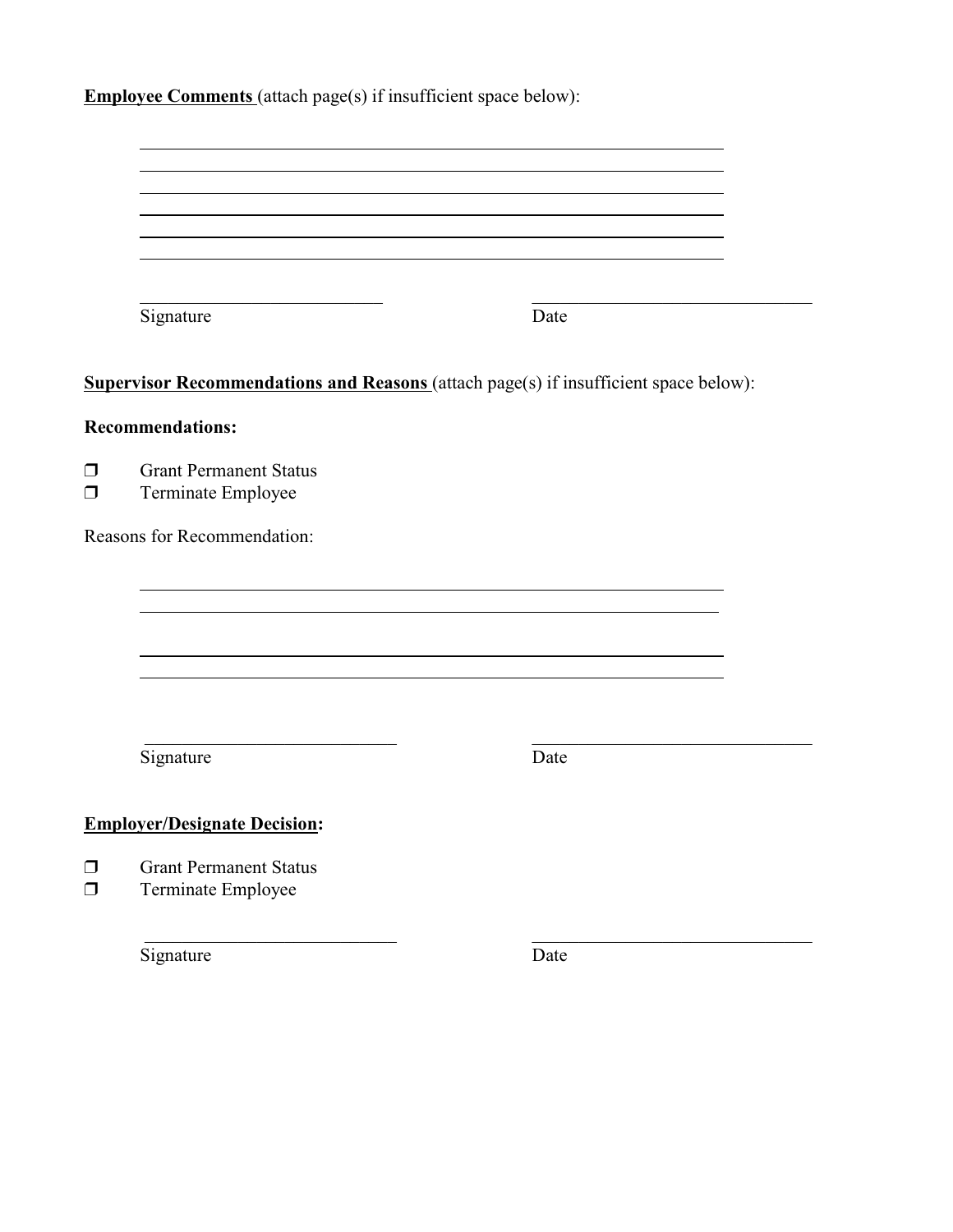**<u>Employee Comments</u>** (attach page(s) if insufficient space below):

\_\_\_\_\_\_\_\_\_\_\_\_\_\_\_\_\_\_\_\_\_\_\_\_\_\_\_\_\_\_\_\_\_\_\_\_\_\_\_\_\_\_\_\_\_\_\_\_\_\_\_\_\_\_\_\_\_\_\_\_\_\_\_\_

\_\_\_\_\_\_\_\_\_\_\_\_\_\_\_\_\_\_\_\_\_\_\_\_\_\_\_\_\_\_\_\_\_\_\_\_\_\_\_\_\_\_\_\_\_\_\_\_\_\_\_\_\_\_\_\_\_\_\_\_\_\_\_\_

\_\_\_\_\_\_\_\_\_\_\_\_\_\_\_\_\_\_\_\_\_\_\_\_\_\_\_\_\_\_\_\_\_\_\_\_\_\_\_\_\_\_\_\_\_\_\_\_\_\_\_\_\_\_\_\_\_\_\_\_\_\_\_\_

\_\_\_\_\_\_\_\_\_\_\_\_\_\_\_\_\_\_\_\_\_\_\_\_\_\_\_\_\_\_\_\_\_\_\_\_\_\_\_\_\_\_\_\_\_\_\_\_\_\_\_\_\_\_\_\_\_\_\_\_\_\_\_\_

\_\_\_\_\_\_\_\_\_\_\_\_\_\_\_\_\_\_\_\_\_\_\_\_\_\_\_\_\_\_\_\_\_\_\_\_\_\_\_\_\_\_\_\_\_\_\_\_\_\_\_\_\_\_\_\_\_\_\_\_\_\_\_\_

\_\_\_\_\_\_\_\_\_\_\_\_\_\_\_\_\_\_\_\_\_\_\_\_\_\_\_\_\_\_\_\_\_\_\_\_\_\_\_\_\_\_\_\_\_\_\_\_\_\_\_\_\_\_\_\_\_\_\_\_\_\_\_\_

\_\_\_\_\_\_\_\_\_\_\_\_\_\_\_\_\_\_\_\_\_\_\_\_\_\_\_\_ \_\_\_\_\_\_\_\_\_\_\_\_\_\_\_\_\_\_\_\_\_\_\_\_\_\_\_\_\_\_\_\_
Signature Date

**<u>Supervisor Recommendations and Reasons</u>** (attach page(s) if insufficient space below):

**Recommendations:**

- ☐ Grant Permanent Status
- ☐ Terminate Employee

Reasons for Recommendation:

\_\_\_\_\_\_\_\_\_\_\_\_\_\_\_\_\_\_\_\_\_\_\_\_\_\_\_\_\_\_\_\_\_\_\_\_\_\_\_\_\_\_\_\_\_\_\_\_\_\_\_\_\_\_\_\_\_\_\_\_\_\_\_\_

\_\_\_\_\_\_\_\_\_\_\_\_\_\_\_\_\_\_\_\_\_\_\_\_\_\_\_\_\_\_\_\_\_\_\_\_\_\_\_\_\_\_\_\_\_\_\_\_\_\_\_\_\_\_\_\_\_\_\_\_\_\_\_\_

\_\_\_\_\_\_\_\_\_\_\_\_\_\_\_\_\_\_\_\_\_\_\_\_\_\_\_\_\_\_\_\_\_\_\_\_\_\_\_\_\_\_\_\_\_\_\_\_\_\_\_\_\_\_\_\_\_\_\_\_\_\_\_\_

\_\_\_\_\_\_\_\_\_\_\_\_\_\_\_\_\_\_\_\_\_\_\_\_\_\_\_\_\_\_\_\_\_\_\_\_\_\_\_\_\_\_\_\_\_\_\_\_\_\_\_\_\_\_\_\_\_\_\_\_\_\_\_\_

\_\_\_\_\_\_\_\_\_\_\_\_\_\_\_\_\_\_\_\_\_\_\_\_\_\_\_\_ \_\_\_\_\_\_\_\_\_\_\_\_\_\_\_\_\_\_\_\_\_\_\_\_\_\_\_\_\_\_\_\_
Signature Date

**<u>Employer/Designate Decision</u>:**

- ☐ Grant Permanent Status
- ☐ Terminate Employee

\_\_\_\_\_\_\_\_\_\_\_\_\_\_\_\_\_\_\_\_\_\_\_\_\_\_\_\_ \_\_\_\_\_\_\_\_\_\_\_\_\_\_\_\_\_\_\_\_\_\_\_\_\_\_\_\_\_\_\_\_
Signature Date